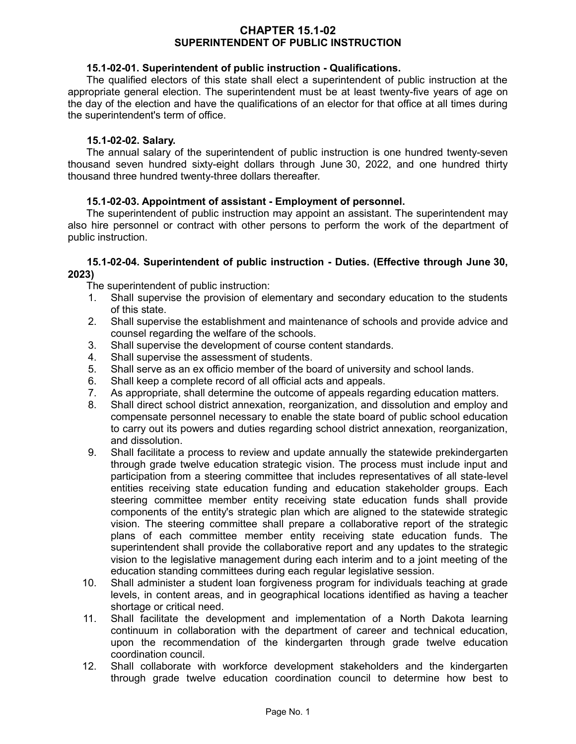# CHAPTER 15.1-02
# SUPERINTENDENT OF PUBLIC INSTRUCTION

### 15.1-02-01. Superintendent of public instruction - Qualifications.

The qualified electors of this state shall elect a superintendent of public instruction at the appropriate general election. The superintendent must be at least twenty-five years of age on the day of the election and have the qualifications of an elector for that office at all times during the superintendent's term of office.

### 15.1-02-02. Salary.

The annual salary of the superintendent of public instruction is one hundred twenty-seven thousand seven hundred sixty-eight dollars through June 30, 2022, and one hundred thirty thousand three hundred twenty-three dollars thereafter.

### 15.1-02-03. Appointment of assistant - Employment of personnel.

The superintendent of public instruction may appoint an assistant. The superintendent may also hire personnel or contract with other persons to perform the work of the department of public instruction.

### 15.1-02-04. Superintendent of public instruction - Duties. (Effective through June 30, 2023)

The superintendent of public instruction:

1. Shall supervise the provision of elementary and secondary education to the students of this state.
2. Shall supervise the establishment and maintenance of schools and provide advice and counsel regarding the welfare of the schools.
3. Shall supervise the development of course content standards.
4. Shall supervise the assessment of students.
5. Shall serve as an ex officio member of the board of university and school lands.
6. Shall keep a complete record of all official acts and appeals.
7. As appropriate, shall determine the outcome of appeals regarding education matters.
8. Shall direct school district annexation, reorganization, and dissolution and employ and compensate personnel necessary to enable the state board of public school education to carry out its powers and duties regarding school district annexation, reorganization, and dissolution.
9. Shall facilitate a process to review and update annually the statewide prekindergarten through grade twelve education strategic vision. The process must include input and participation from a steering committee that includes representatives of all state-level entities receiving state education funding and education stakeholder groups. Each steering committee member entity receiving state education funds shall provide components of the entity's strategic plan which are aligned to the statewide strategic vision. The steering committee shall prepare a collaborative report of the strategic plans of each committee member entity receiving state education funds. The superintendent shall provide the collaborative report and any updates to the strategic vision to the legislative management during each interim and to a joint meeting of the education standing committees during each regular legislative session.
10. Shall administer a student loan forgiveness program for individuals teaching at grade levels, in content areas, and in geographical locations identified as having a teacher shortage or critical need.
11. Shall facilitate the development and implementation of a North Dakota learning continuum in collaboration with the department of career and technical education, upon the recommendation of the kindergarten through grade twelve education coordination council.
12. Shall collaborate with workforce development stakeholders and the kindergarten through grade twelve education coordination council to determine how best to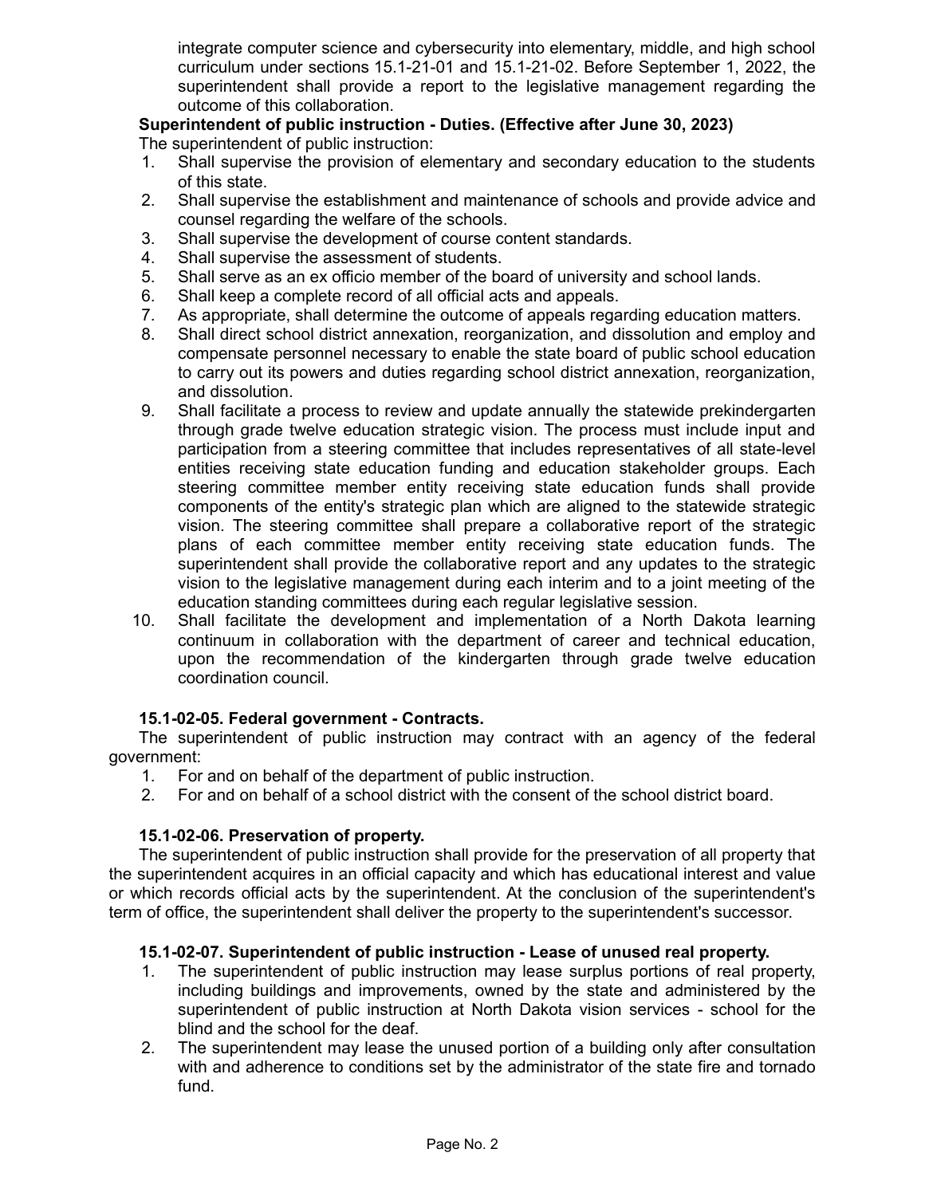integrate computer science and cybersecurity into elementary, middle, and high school curriculum under sections 15.1-21-01 and 15.1-21-02. Before September 1, 2022, the superintendent shall provide a report to the legislative management regarding the outcome of this collaboration.

**Superintendent of public instruction - Duties. (Effective after June 30, 2023)**

The superintendent of public instruction:

1. Shall supervise the provision of elementary and secondary education to the students of this state.
2. Shall supervise the establishment and maintenance of schools and provide advice and counsel regarding the welfare of the schools.
3. Shall supervise the development of course content standards.
4. Shall supervise the assessment of students.
5. Shall serve as an ex officio member of the board of university and school lands.
6. Shall keep a complete record of all official acts and appeals.
7. As appropriate, shall determine the outcome of appeals regarding education matters.
8. Shall direct school district annexation, reorganization, and dissolution and employ and compensate personnel necessary to enable the state board of public school education to carry out its powers and duties regarding school district annexation, reorganization, and dissolution.
9. Shall facilitate a process to review and update annually the statewide prekindergarten through grade twelve education strategic vision. The process must include input and participation from a steering committee that includes representatives of all state-level entities receiving state education funding and education stakeholder groups. Each steering committee member entity receiving state education funds shall provide components of the entity's strategic plan which are aligned to the statewide strategic vision. The steering committee shall prepare a collaborative report of the strategic plans of each committee member entity receiving state education funds. The superintendent shall provide the collaborative report and any updates to the strategic vision to the legislative management during each interim and to a joint meeting of the education standing committees during each regular legislative session.
10. Shall facilitate the development and implementation of a North Dakota learning continuum in collaboration with the department of career and technical education, upon the recommendation of the kindergarten through grade twelve education coordination council.

**15.1-02-05. Federal government - Contracts.**

The superintendent of public instruction may contract with an agency of the federal government:

1. For and on behalf of the department of public instruction.
2. For and on behalf of a school district with the consent of the school district board.

**15.1-02-06. Preservation of property.**

The superintendent of public instruction shall provide for the preservation of all property that the superintendent acquires in an official capacity and which has educational interest and value or which records official acts by the superintendent. At the conclusion of the superintendent's term of office, the superintendent shall deliver the property to the superintendent's successor.

**15.1-02-07. Superintendent of public instruction - Lease of unused real property.**

1. The superintendent of public instruction may lease surplus portions of real property, including buildings and improvements, owned by the state and administered by the superintendent of public instruction at North Dakota vision services - school for the blind and the school for the deaf.
2. The superintendent may lease the unused portion of a building only after consultation with and adherence to conditions set by the administrator of the state fire and tornado fund.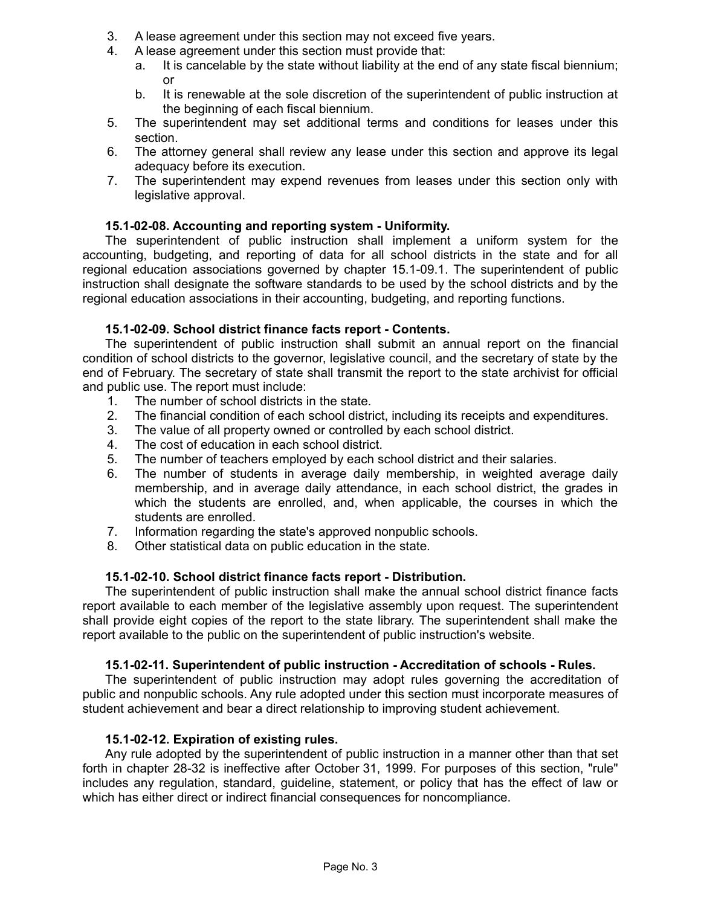3. A lease agreement under this section may not exceed five years.
4. A lease agreement under this section must provide that:
   a. It is cancelable by the state without liability at the end of any state fiscal biennium; or
   b. It is renewable at the sole discretion of the superintendent of public instruction at the beginning of each fiscal biennium.
5. The superintendent may set additional terms and conditions for leases under this section.
6. The attorney general shall review any lease under this section and approve its legal adequacy before its execution.
7. The superintendent may expend revenues from leases under this section only with legislative approval.

**15.1-02-08. Accounting and reporting system - Uniformity.**

The superintendent of public instruction shall implement a uniform system for the accounting, budgeting, and reporting of data for all school districts in the state and for all regional education associations governed by chapter 15.1-09.1. The superintendent of public instruction shall designate the software standards to be used by the school districts and by the regional education associations in their accounting, budgeting, and reporting functions.

**15.1-02-09. School district finance facts report - Contents.**

The superintendent of public instruction shall submit an annual report on the financial condition of school districts to the governor, legislative council, and the secretary of state by the end of February. The secretary of state shall transmit the report to the state archivist for official and public use. The report must include:

1. The number of school districts in the state.
2. The financial condition of each school district, including its receipts and expenditures.
3. The value of all property owned or controlled by each school district.
4. The cost of education in each school district.
5. The number of teachers employed by each school district and their salaries.
6. The number of students in average daily membership, in weighted average daily membership, and in average daily attendance, in each school district, the grades in which the students are enrolled, and, when applicable, the courses in which the students are enrolled.
7. Information regarding the state's approved nonpublic schools.
8. Other statistical data on public education in the state.

**15.1-02-10. School district finance facts report - Distribution.**

The superintendent of public instruction shall make the annual school district finance facts report available to each member of the legislative assembly upon request. The superintendent shall provide eight copies of the report to the state library. The superintendent shall make the report available to the public on the superintendent of public instruction's website.

**15.1-02-11. Superintendent of public instruction - Accreditation of schools - Rules.**

The superintendent of public instruction may adopt rules governing the accreditation of public and nonpublic schools. Any rule adopted under this section must incorporate measures of student achievement and bear a direct relationship to improving student achievement.

**15.1-02-12. Expiration of existing rules.**

Any rule adopted by the superintendent of public instruction in a manner other than that set forth in chapter 28-32 is ineffective after October 31, 1999. For purposes of this section, "rule" includes any regulation, standard, guideline, statement, or policy that has the effect of law or which has either direct or indirect financial consequences for noncompliance.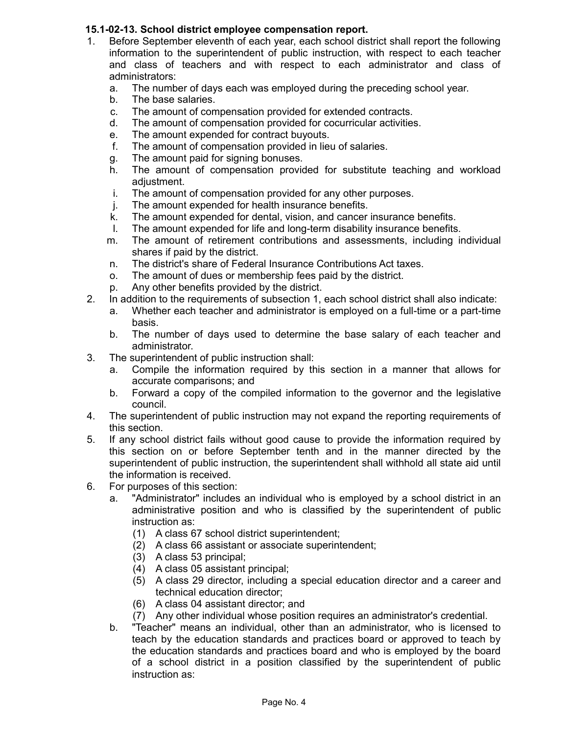**15.1-02-13. School district employee compensation report.**

1. Before September eleventh of each year, each school district shall report the following information to the superintendent of public instruction, with respect to each teacher and class of teachers and with respect to each administrator and class of administrators:
   a. The number of days each was employed during the preceding school year.
   b. The base salaries.
   c. The amount of compensation provided for extended contracts.
   d. The amount of compensation provided for cocurricular activities.
   e. The amount expended for contract buyouts.
   f. The amount of compensation provided in lieu of salaries.
   g. The amount paid for signing bonuses.
   h. The amount of compensation provided for substitute teaching and workload adjustment.
   i. The amount of compensation provided for any other purposes.
   j. The amount expended for health insurance benefits.
   k. The amount expended for dental, vision, and cancer insurance benefits.
   l. The amount expended for life and long-term disability insurance benefits.
   m. The amount of retirement contributions and assessments, including individual shares if paid by the district.
   n. The district's share of Federal Insurance Contributions Act taxes.
   o. The amount of dues or membership fees paid by the district.
   p. Any other benefits provided by the district.
2. In addition to the requirements of subsection 1, each school district shall also indicate:
   a. Whether each teacher and administrator is employed on a full-time or a part-time basis.
   b. The number of days used to determine the base salary of each teacher and administrator.
3. The superintendent of public instruction shall:
   a. Compile the information required by this section in a manner that allows for accurate comparisons; and
   b. Forward a copy of the compiled information to the governor and the legislative council.
4. The superintendent of public instruction may not expand the reporting requirements of this section.
5. If any school district fails without good cause to provide the information required by this section on or before September tenth and in the manner directed by the superintendent of public instruction, the superintendent shall withhold all state aid until the information is received.
6. For purposes of this section:
   a. "Administrator" includes an individual who is employed by a school district in an administrative position and who is classified by the superintendent of public instruction as:
      (1) A class 67 school district superintendent;
      (2) A class 66 assistant or associate superintendent;
      (3) A class 53 principal;
      (4) A class 05 assistant principal;
      (5) A class 29 director, including a special education director and a career and technical education director;
      (6) A class 04 assistant director; and
      (7) Any other individual whose position requires an administrator's credential.
   b. "Teacher" means an individual, other than an administrator, who is licensed to teach by the education standards and practices board or approved to teach by the education standards and practices board and who is employed by the board of a school district in a position classified by the superintendent of public instruction as: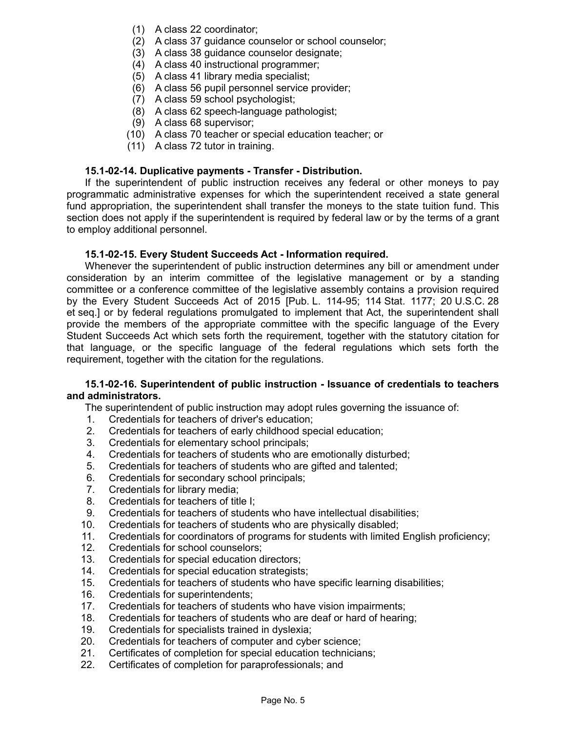(1) A class 22 coordinator;
(2) A class 37 guidance counselor or school counselor;
(3) A class 38 guidance counselor designate;
(4) A class 40 instructional programmer;
(5) A class 41 library media specialist;
(6) A class 56 pupil personnel service provider;
(7) A class 59 school psychologist;
(8) A class 62 speech-language pathologist;
(9) A class 68 supervisor;
(10) A class 70 teacher or special education teacher; or
(11) A class 72 tutor in training.

**15.1-02-14. Duplicative payments - Transfer - Distribution.**

If the superintendent of public instruction receives any federal or other moneys to pay programmatic administrative expenses for which the superintendent received a state general fund appropriation, the superintendent shall transfer the moneys to the state tuition fund. This section does not apply if the superintendent is required by federal law or by the terms of a grant to employ additional personnel.

**15.1-02-15. Every Student Succeeds Act - Information required.**

Whenever the superintendent of public instruction determines any bill or amendment under consideration by an interim committee of the legislative management or by a standing committee or a conference committee of the legislative assembly contains a provision required by the Every Student Succeeds Act of 2015 [Pub. L. 114-95; 114 Stat. 1177; 20 U.S.C. 28 et seq.] or by federal regulations promulgated to implement that Act, the superintendent shall provide the members of the appropriate committee with the specific language of the Every Student Succeeds Act which sets forth the requirement, together with the statutory citation for that language, or the specific language of the federal regulations which sets forth the requirement, together with the citation for the regulations.

**15.1-02-16. Superintendent of public instruction - Issuance of credentials to teachers and administrators.**

The superintendent of public instruction may adopt rules governing the issuance of:

1. Credentials for teachers of driver's education;
2. Credentials for teachers of early childhood special education;
3. Credentials for elementary school principals;
4. Credentials for teachers of students who are emotionally disturbed;
5. Credentials for teachers of students who are gifted and talented;
6. Credentials for secondary school principals;
7. Credentials for library media;
8. Credentials for teachers of title I;
9. Credentials for teachers of students who have intellectual disabilities;
10. Credentials for teachers of students who are physically disabled;
11. Credentials for coordinators of programs for students with limited English proficiency;
12. Credentials for school counselors;
13. Credentials for special education directors;
14. Credentials for special education strategists;
15. Credentials for teachers of students who have specific learning disabilities;
16. Credentials for superintendents;
17. Credentials for teachers of students who have vision impairments;
18. Credentials for teachers of students who are deaf or hard of hearing;
19. Credentials for specialists trained in dyslexia;
20. Credentials for teachers of computer and cyber science;
21. Certificates of completion for special education technicians;
22. Certificates of completion for paraprofessionals; and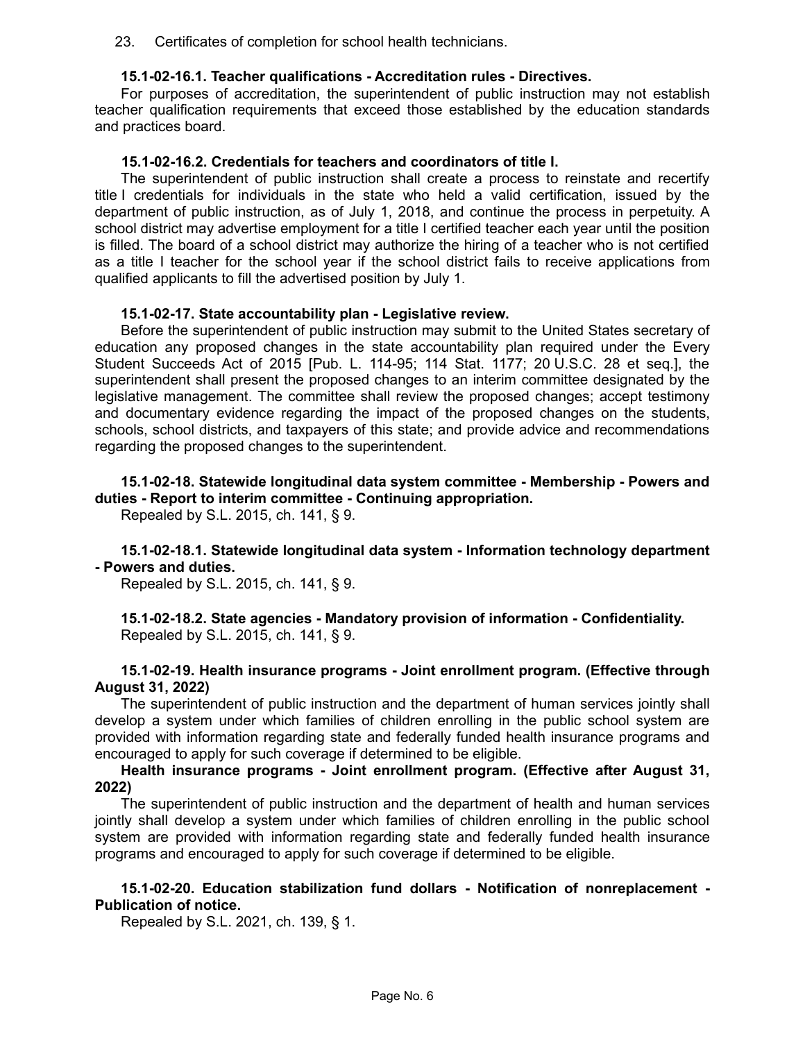23. Certificates of completion for school health technicians.

**15.1-02-16.1. Teacher qualifications - Accreditation rules - Directives.**

For purposes of accreditation, the superintendent of public instruction may not establish teacher qualification requirements that exceed those established by the education standards and practices board.

**15.1-02-16.2. Credentials for teachers and coordinators of title I.**

The superintendent of public instruction shall create a process to reinstate and recertify title I credentials for individuals in the state who held a valid certification, issued by the department of public instruction, as of July 1, 2018, and continue the process in perpetuity. A school district may advertise employment for a title I certified teacher each year until the position is filled. The board of a school district may authorize the hiring of a teacher who is not certified as a title I teacher for the school year if the school district fails to receive applications from qualified applicants to fill the advertised position by July 1.

**15.1-02-17. State accountability plan - Legislative review.**

Before the superintendent of public instruction may submit to the United States secretary of education any proposed changes in the state accountability plan required under the Every Student Succeeds Act of 2015 [Pub. L. 114-95; 114 Stat. 1177; 20 U.S.C. 28 et seq.], the superintendent shall present the proposed changes to an interim committee designated by the legislative management. The committee shall review the proposed changes; accept testimony and documentary evidence regarding the impact of the proposed changes on the students, schools, school districts, and taxpayers of this state; and provide advice and recommendations regarding the proposed changes to the superintendent.

**15.1-02-18. Statewide longitudinal data system committee - Membership - Powers and duties - Report to interim committee - Continuing appropriation.**

Repealed by S.L. 2015, ch. 141, § 9.

**15.1-02-18.1. Statewide longitudinal data system - Information technology department - Powers and duties.**

Repealed by S.L. 2015, ch. 141, § 9.

**15.1-02-18.2. State agencies - Mandatory provision of information - Confidentiality.**

Repealed by S.L. 2015, ch. 141, § 9.

**15.1-02-19. Health insurance programs - Joint enrollment program. (Effective through August 31, 2022)**

The superintendent of public instruction and the department of human services jointly shall develop a system under which families of children enrolling in the public school system are provided with information regarding state and federally funded health insurance programs and encouraged to apply for such coverage if determined to be eligible.

**Health insurance programs - Joint enrollment program. (Effective after August 31, 2022)**

The superintendent of public instruction and the department of health and human services jointly shall develop a system under which families of children enrolling in the public school system are provided with information regarding state and federally funded health insurance programs and encouraged to apply for such coverage if determined to be eligible.

**15.1-02-20. Education stabilization fund dollars - Notification of nonreplacement - Publication of notice.**

Repealed by S.L. 2021, ch. 139, § 1.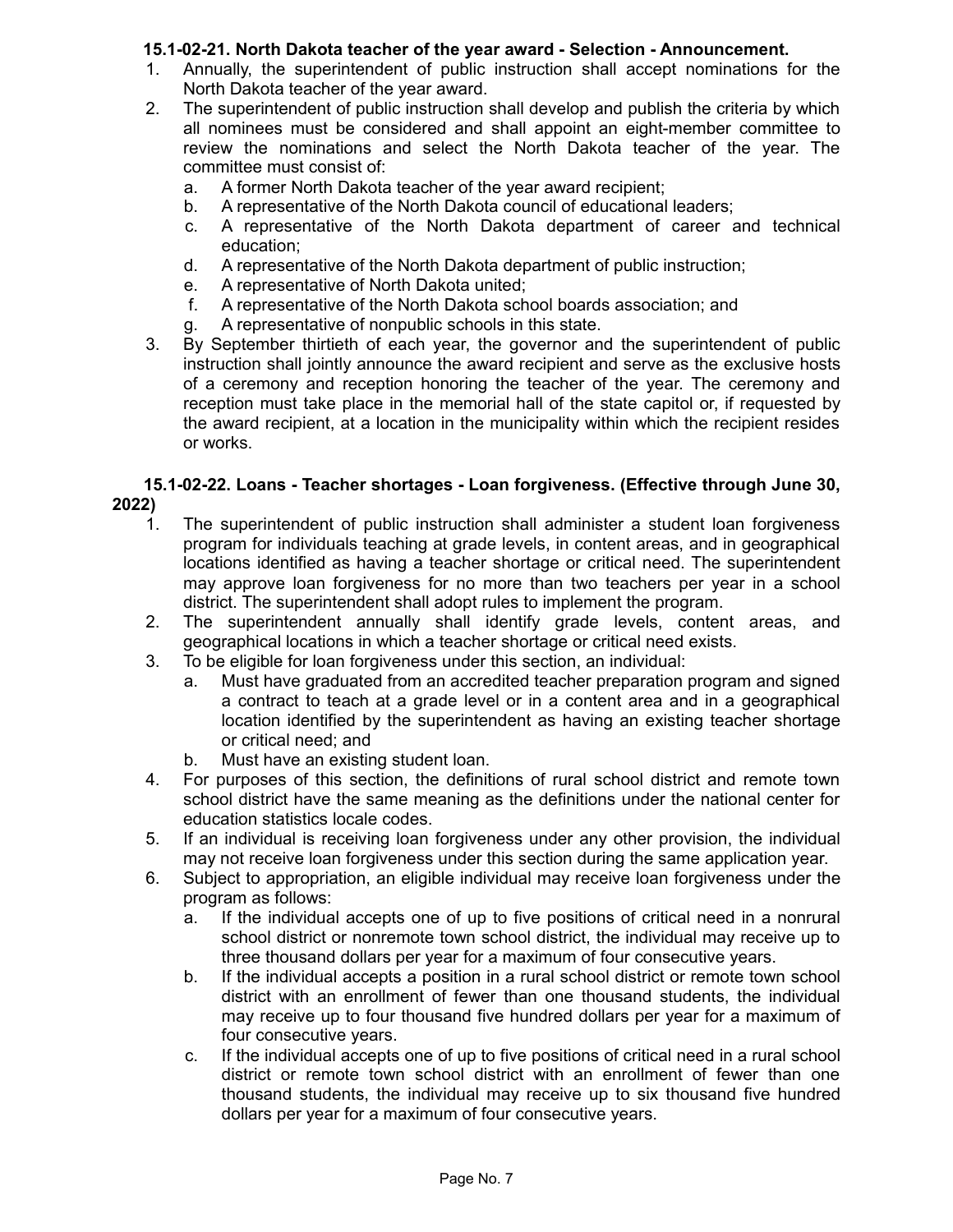**15.1-02-21. North Dakota teacher of the year award - Selection - Announcement.**

1. Annually, the superintendent of public instruction shall accept nominations for the North Dakota teacher of the year award.
2. The superintendent of public instruction shall develop and publish the criteria by which all nominees must be considered and shall appoint an eight-member committee to review the nominations and select the North Dakota teacher of the year. The committee must consist of:
   a. A former North Dakota teacher of the year award recipient;
   b. A representative of the North Dakota council of educational leaders;
   c. A representative of the North Dakota department of career and technical education;
   d. A representative of the North Dakota department of public instruction;
   e. A representative of North Dakota united;
   f. A representative of the North Dakota school boards association; and
   g. A representative of nonpublic schools in this state.
3. By September thirtieth of each year, the governor and the superintendent of public instruction shall jointly announce the award recipient and serve as the exclusive hosts of a ceremony and reception honoring the teacher of the year. The ceremony and reception must take place in the memorial hall of the state capitol or, if requested by the award recipient, at a location in the municipality within which the recipient resides or works.

**15.1-02-22. Loans - Teacher shortages - Loan forgiveness. (Effective through June 30, 2022)**

1. The superintendent of public instruction shall administer a student loan forgiveness program for individuals teaching at grade levels, in content areas, and in geographical locations identified as having a teacher shortage or critical need. The superintendent may approve loan forgiveness for no more than two teachers per year in a school district. The superintendent shall adopt rules to implement the program.
2. The superintendent annually shall identify grade levels, content areas, and geographical locations in which a teacher shortage or critical need exists.
3. To be eligible for loan forgiveness under this section, an individual:
   a. Must have graduated from an accredited teacher preparation program and signed a contract to teach at a grade level or in a content area and in a geographical location identified by the superintendent as having an existing teacher shortage or critical need; and
   b. Must have an existing student loan.
4. For purposes of this section, the definitions of rural school district and remote town school district have the same meaning as the definitions under the national center for education statistics locale codes.
5. If an individual is receiving loan forgiveness under any other provision, the individual may not receive loan forgiveness under this section during the same application year.
6. Subject to appropriation, an eligible individual may receive loan forgiveness under the program as follows:
   a. If the individual accepts one of up to five positions of critical need in a nonrural school district or nonremote town school district, the individual may receive up to three thousand dollars per year for a maximum of four consecutive years.
   b. If the individual accepts a position in a rural school district or remote town school district with an enrollment of fewer than one thousand students, the individual may receive up to four thousand five hundred dollars per year for a maximum of four consecutive years.
   c. If the individual accepts one of up to five positions of critical need in a rural school district or remote town school district with an enrollment of fewer than one thousand students, the individual may receive up to six thousand five hundred dollars per year for a maximum of four consecutive years.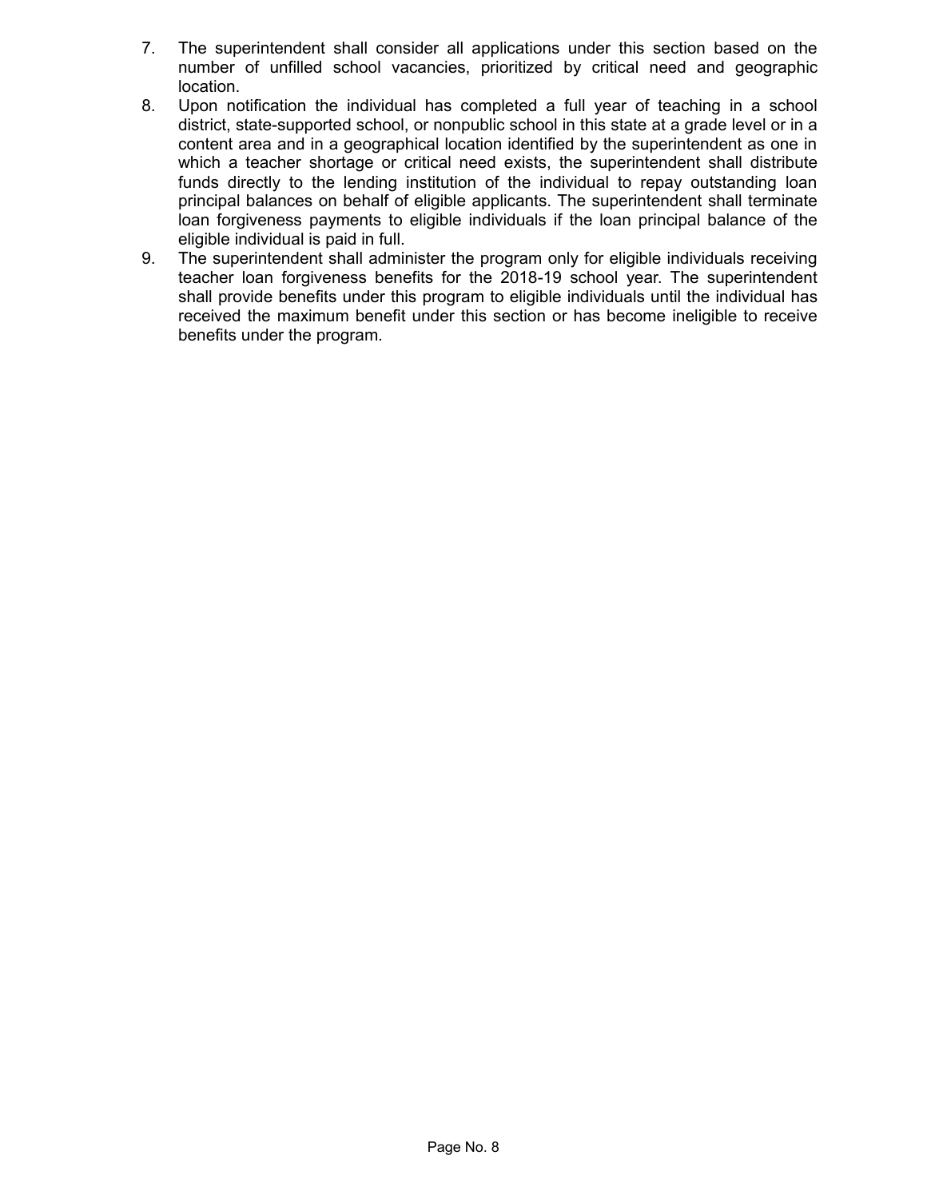7. The superintendent shall consider all applications under this section based on the number of unfilled school vacancies, prioritized by critical need and geographic location.
8. Upon notification the individual has completed a full year of teaching in a school district, state-supported school, or nonpublic school in this state at a grade level or in a content area and in a geographical location identified by the superintendent as one in which a teacher shortage or critical need exists, the superintendent shall distribute funds directly to the lending institution of the individual to repay outstanding loan principal balances on behalf of eligible applicants. The superintendent shall terminate loan forgiveness payments to eligible individuals if the loan principal balance of the eligible individual is paid in full.
9. The superintendent shall administer the program only for eligible individuals receiving teacher loan forgiveness benefits for the 2018-19 school year. The superintendent shall provide benefits under this program to eligible individuals until the individual has received the maximum benefit under this section or has become ineligible to receive benefits under the program.